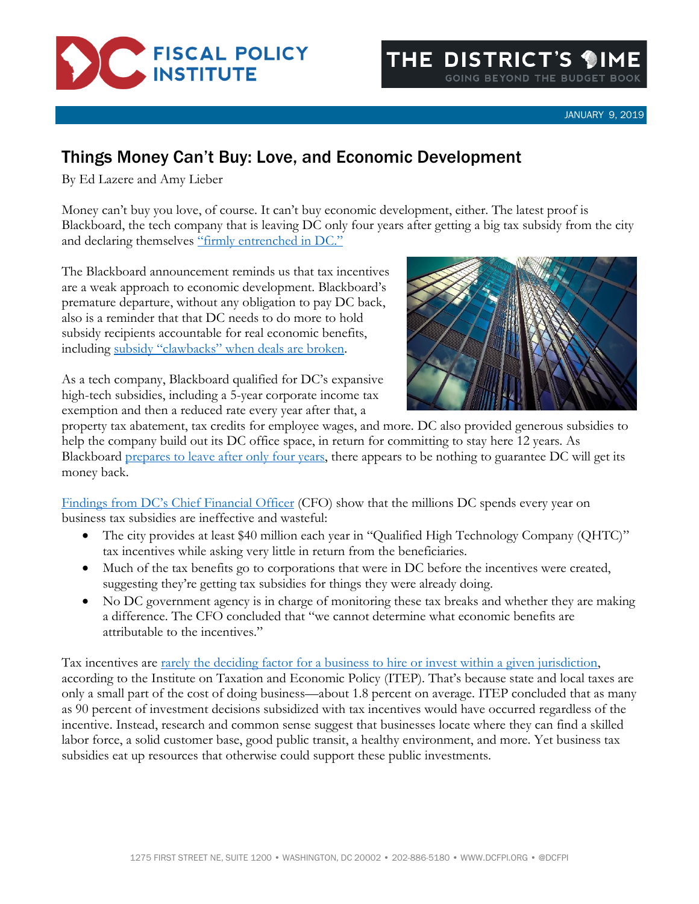JANUARY 9, 2019

# Things Money Can't Buy: Love, and Economic Development

By Ed Lazere and Amy Lieber

Money can't buy you love, of course. It can't buy economic development, either. The latest proof is Blackboard, the tech company that is leaving DC only four years after getting a big tax subsidy from the city and declaring themselves "firmly entrenched in DC."

The Blackboard announcement reminds us that tax incentives are a weak approach to economic development. Blackboard's premature departure, without any obligation to pay DC back, also is a reminder that that DC needs to do more to hold subsidy recipients accountable for real economic benefits, including subsidy "clawbacks" when deals are broken.

As a tech company, Blackboard qualified for DC's expansive high-tech subsidies, including a 5-year corporate income tax exemption and then a reduced rate every year after that, a property tax abatement, tax credits for employee wages, and more. DC also provided generous subsidies to help the company build out its DC office space, in return for committing to stay here 12 years. As Blackboard prepares to leave after only four years, there appears to be nothing to guarantee DC will get its money back.

Findings from DC's Chief Financial Officer (CFO) show that the millions DC spends every year on business tax subsidies are ineffective and wasteful:

- The city provides at least $40 million each year in "Qualified High Technology Company (QHTC)" tax incentives while asking very little in return from the beneficiaries.
- Much of the tax benefits go to corporations that were in DC before the incentives were created, suggesting they're getting tax subsidies for things they were already doing.
- No DC government agency is in charge of monitoring these tax breaks and whether they are making a difference. The CFO concluded that "we cannot determine what economic benefits are attributable to the incentives."

Tax incentives are rarely the deciding factor for a business to hire or invest within a given jurisdiction, according to the Institute on Taxation and Economic Policy (ITEP). That's because state and local taxes are only a small part of the cost of doing business—about 1.8 percent on average. ITEP concluded that as many as 90 percent of investment decisions subsidized with tax incentives would have occurred regardless of the incentive. Instead, research and common sense suggest that businesses locate where they can find a skilled labor force, a solid customer base, good public transit, a healthy environment, and more. Yet business tax subsidies eat up resources that otherwise could support these public investments.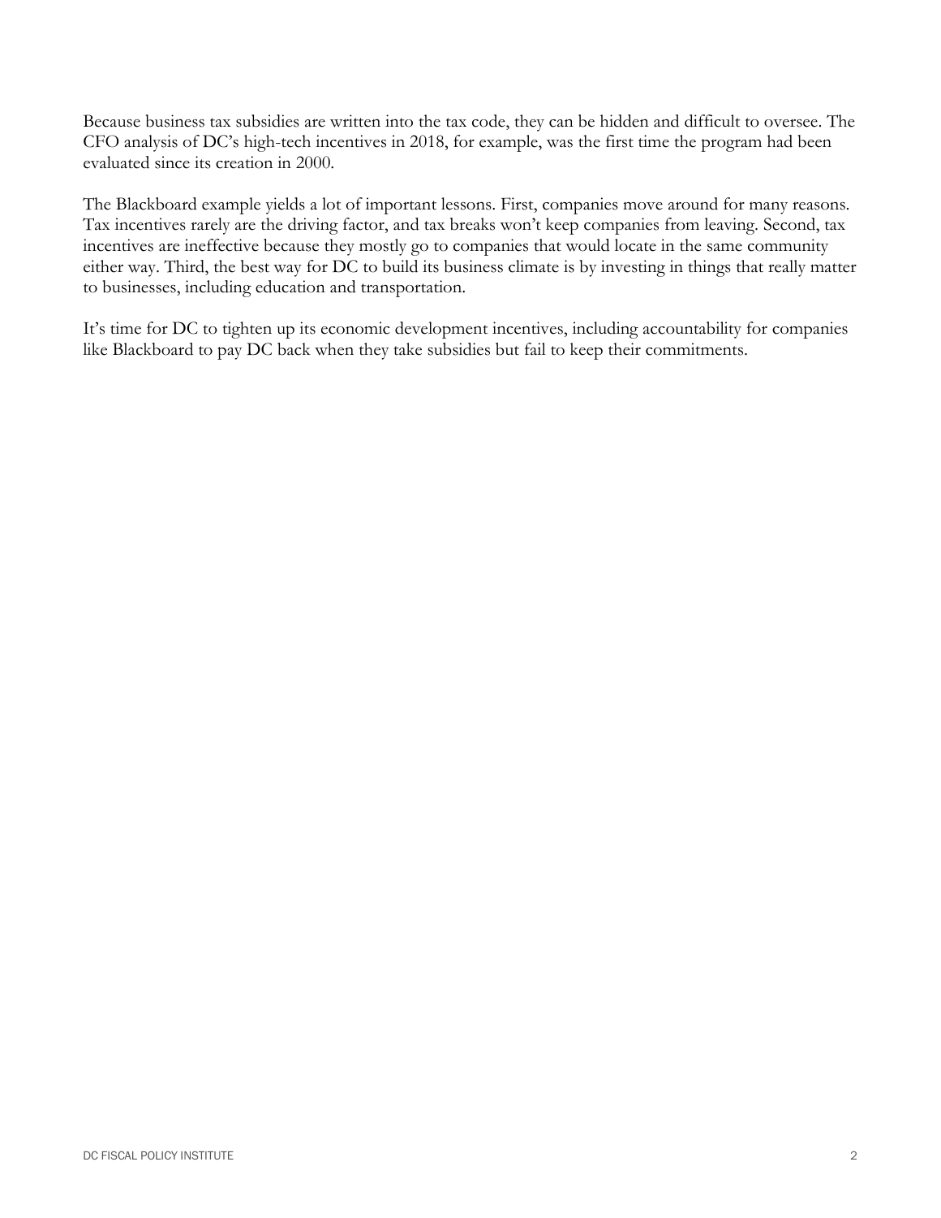Because business tax subsidies are written into the tax code, they can be hidden and difficult to oversee. The CFO analysis of DC's high-tech incentives in 2018, for example, was the first time the program had been evaluated since its creation in 2000.

The Blackboard example yields a lot of important lessons. First, companies move around for many reasons. Tax incentives rarely are the driving factor, and tax breaks won't keep companies from leaving. Second, tax incentives are ineffective because they mostly go to companies that would locate in the same community either way. Third, the best way for DC to build its business climate is by investing in things that really matter to businesses, including education and transportation.

It's time for DC to tighten up its economic development incentives, including accountability for companies like Blackboard to pay DC back when they take subsidies but fail to keep their commitments.